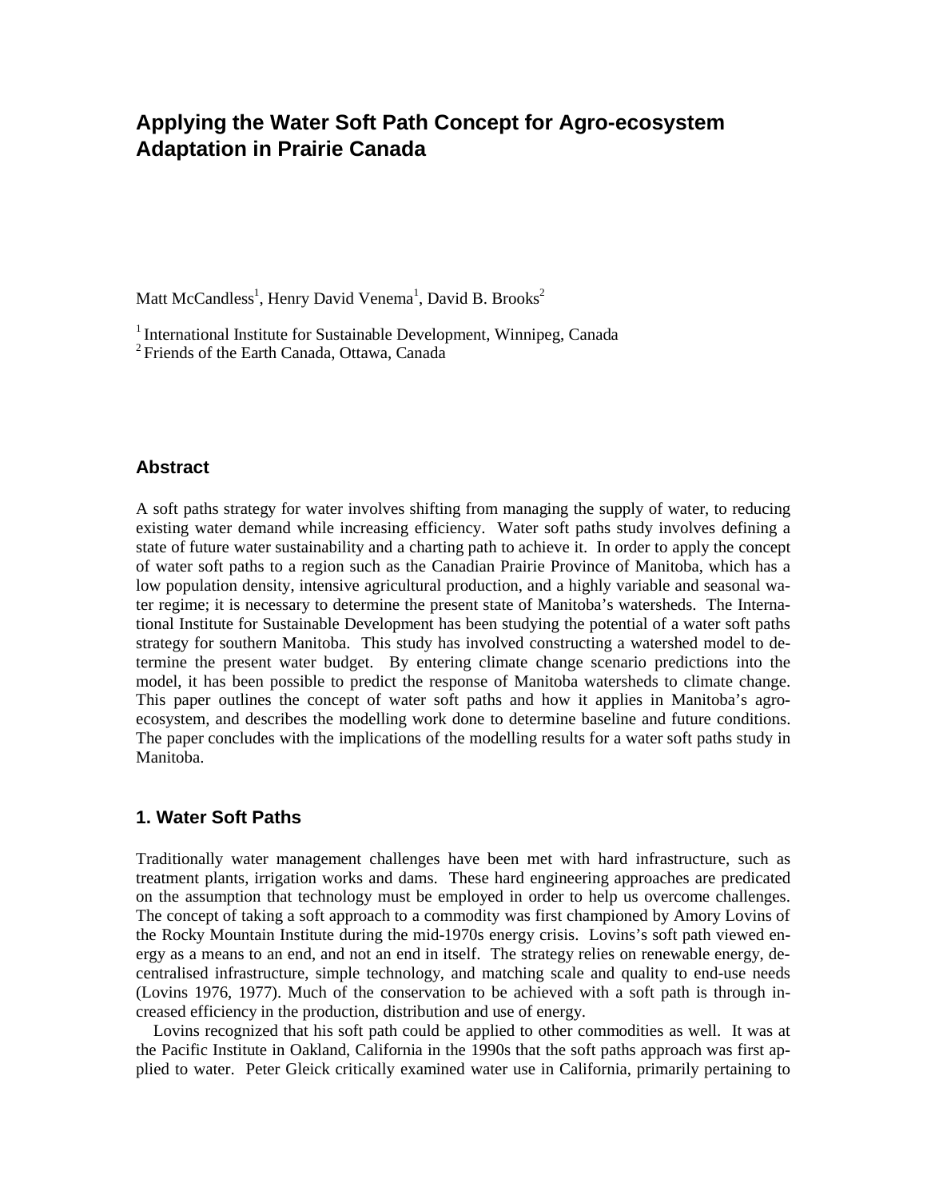# Applying the Water Soft Path Concept for Agro-ecosystem Adaptation in Prairie Canada

Matt McCandless[1], Henry David Venema[1], David B. Brooks[2]

[1] International Institute for Sustainable Development, Winnipeg, Canada
[2] Friends of the Earth Canada, Ottawa, Canada

## Abstract

A soft paths strategy for water involves shifting from managing the supply of water, to reducing existing water demand while increasing efficiency. Water soft paths study involves defining a state of future water sustainability and a charting path to achieve it. In order to apply the concept of water soft paths to a region such as the Canadian Prairie Province of Manitoba, which has a low population density, intensive agricultural production, and a highly variable and seasonal water regime; it is necessary to determine the present state of Manitoba's watersheds. The International Institute for Sustainable Development has been studying the potential of a water soft paths strategy for southern Manitoba. This study has involved constructing a watershed model to determine the present water budget. By entering climate change scenario predictions into the model, it has been possible to predict the response of Manitoba watersheds to climate change. This paper outlines the concept of water soft paths and how it applies in Manitoba's agro-ecosystem, and describes the modelling work done to determine baseline and future conditions. The paper concludes with the implications of the modelling results for a water soft paths study in Manitoba.

## 1. Water Soft Paths

Traditionally water management challenges have been met with hard infrastructure, such as treatment plants, irrigation works and dams. These hard engineering approaches are predicated on the assumption that technology must be employed in order to help us overcome challenges. The concept of taking a soft approach to a commodity was first championed by Amory Lovins of the Rocky Mountain Institute during the mid-1970s energy crisis. Lovins's soft path viewed energy as a means to an end, and not an end in itself. The strategy relies on renewable energy, decentralised infrastructure, simple technology, and matching scale and quality to end-use needs (Lovins 1976, 1977). Much of the conservation to be achieved with a soft path is through increased efficiency in the production, distribution and use of energy.

Lovins recognized that his soft path could be applied to other commodities as well. It was at the Pacific Institute in Oakland, California in the 1990s that the soft paths approach was first applied to water. Peter Gleick critically examined water use in California, primarily pertaining to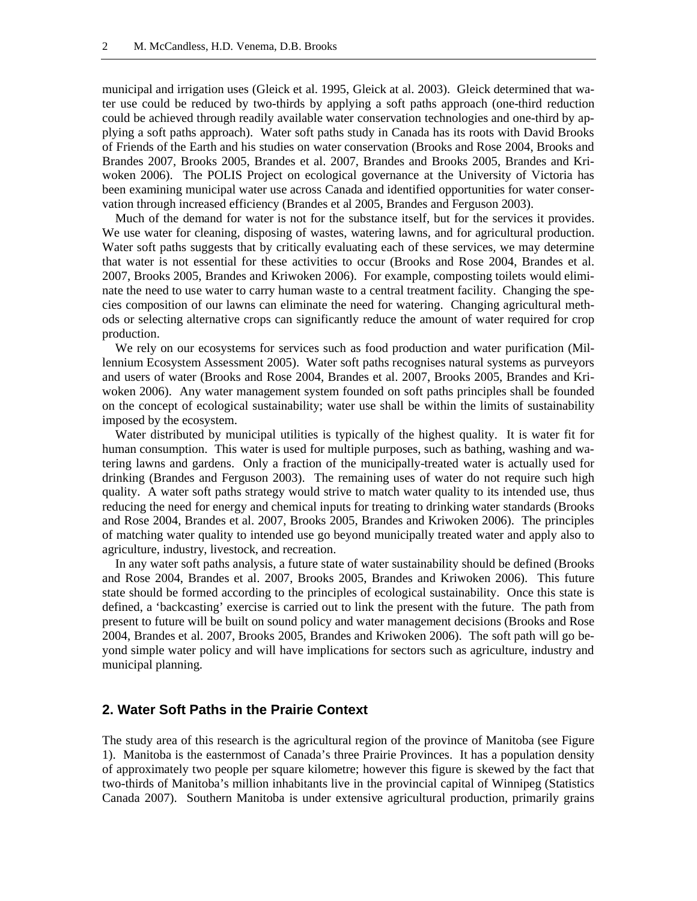municipal and irrigation uses (Gleick et al. 1995, Gleick at al. 2003). Gleick determined that water use could be reduced by two-thirds by applying a soft paths approach (one-third reduction could be achieved through readily available water conservation technologies and one-third by applying a soft paths approach). Water soft paths study in Canada has its roots with David Brooks of Friends of the Earth and his studies on water conservation (Brooks and Rose 2004, Brooks and Brandes 2007, Brooks 2005, Brandes et al. 2007, Brandes and Brooks 2005, Brandes and Kriwoken 2006). The POLIS Project on ecological governance at the University of Victoria has been examining municipal water use across Canada and identified opportunities for water conservation through increased efficiency (Brandes et al 2005, Brandes and Ferguson 2003).

Much of the demand for water is not for the substance itself, but for the services it provides. We use water for cleaning, disposing of wastes, watering lawns, and for agricultural production. Water soft paths suggests that by critically evaluating each of these services, we may determine that water is not essential for these activities to occur (Brooks and Rose 2004, Brandes et al. 2007, Brooks 2005, Brandes and Kriwoken 2006). For example, composting toilets would eliminate the need to use water to carry human waste to a central treatment facility. Changing the species composition of our lawns can eliminate the need for watering. Changing agricultural methods or selecting alternative crops can significantly reduce the amount of water required for crop production.

We rely on our ecosystems for services such as food production and water purification (Millennium Ecosystem Assessment 2005). Water soft paths recognises natural systems as purveyors and users of water (Brooks and Rose 2004, Brandes et al. 2007, Brooks 2005, Brandes and Kriwoken 2006). Any water management system founded on soft paths principles shall be founded on the concept of ecological sustainability; water use shall be within the limits of sustainability imposed by the ecosystem.

Water distributed by municipal utilities is typically of the highest quality. It is water fit for human consumption. This water is used for multiple purposes, such as bathing, washing and watering lawns and gardens. Only a fraction of the municipally-treated water is actually used for drinking (Brandes and Ferguson 2003). The remaining uses of water do not require such high quality. A water soft paths strategy would strive to match water quality to its intended use, thus reducing the need for energy and chemical inputs for treating to drinking water standards (Brooks and Rose 2004, Brandes et al. 2007, Brooks 2005, Brandes and Kriwoken 2006). The principles of matching water quality to intended use go beyond municipally treated water and apply also to agriculture, industry, livestock, and recreation.

In any water soft paths analysis, a future state of water sustainability should be defined (Brooks and Rose 2004, Brandes et al. 2007, Brooks 2005, Brandes and Kriwoken 2006). This future state should be formed according to the principles of ecological sustainability. Once this state is defined, a 'backcasting' exercise is carried out to link the present with the future. The path from present to future will be built on sound policy and water management decisions (Brooks and Rose 2004, Brandes et al. 2007, Brooks 2005, Brandes and Kriwoken 2006). The soft path will go beyond simple water policy and will have implications for sectors such as agriculture, industry and municipal planning.

## 2. Water Soft Paths in the Prairie Context

The study area of this research is the agricultural region of the province of Manitoba (see Figure 1). Manitoba is the easternmost of Canada's three Prairie Provinces. It has a population density of approximately two people per square kilometre; however this figure is skewed by the fact that two-thirds of Manitoba's million inhabitants live in the provincial capital of Winnipeg (Statistics Canada 2007). Southern Manitoba is under extensive agricultural production, primarily grains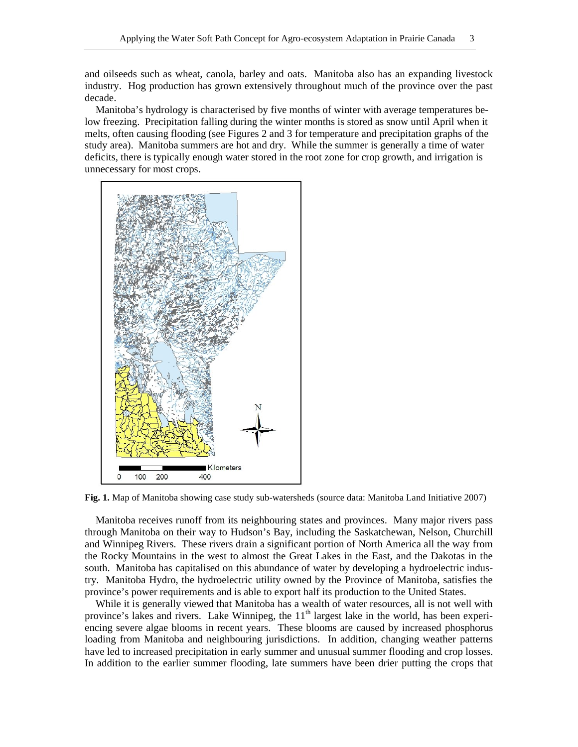and oilseeds such as wheat, canola, barley and oats. Manitoba also has an expanding livestock industry. Hog production has grown extensively throughout much of the province over the past decade.

Manitoba's hydrology is characterised by five months of winter with average temperatures below freezing. Precipitation falling during the winter months is stored as snow until April when it melts, often causing flooding (see Figures 2 and 3 for temperature and precipitation graphs of the study area). Manitoba summers are hot and dry. While the summer is generally a time of water deficits, there is typically enough water stored in the root zone for crop growth, and irrigation is unnecessary for most crops.

N

Kilometers
0 100 200 400

**Fig. 1.** Map of Manitoba showing case study sub-watersheds (source data: Manitoba Land Initiative 2007)

Manitoba receives runoff from its neighbouring states and provinces. Many major rivers pass through Manitoba on their way to Hudson's Bay, including the Saskatchewan, Nelson, Churchill and Winnipeg Rivers. These rivers drain a significant portion of North America all the way from the Rocky Mountains in the west to almost the Great Lakes in the East, and the Dakotas in the south. Manitoba has capitalised on this abundance of water by developing a hydroelectric industry. Manitoba Hydro, the hydroelectric utility owned by the Province of Manitoba, satisfies the province's power requirements and is able to export half its production to the United States.

While it is generally viewed that Manitoba has a wealth of water resources, all is not well with province's lakes and rivers. Lake Winnipeg, the 11th largest lake in the world, has been experiencing severe algae blooms in recent years. These blooms are caused by increased phosphorus loading from Manitoba and neighbouring jurisdictions. In addition, changing weather patterns have led to increased precipitation in early summer and unusual summer flooding and crop losses. In addition to the earlier summer flooding, late summers have been drier putting the crops that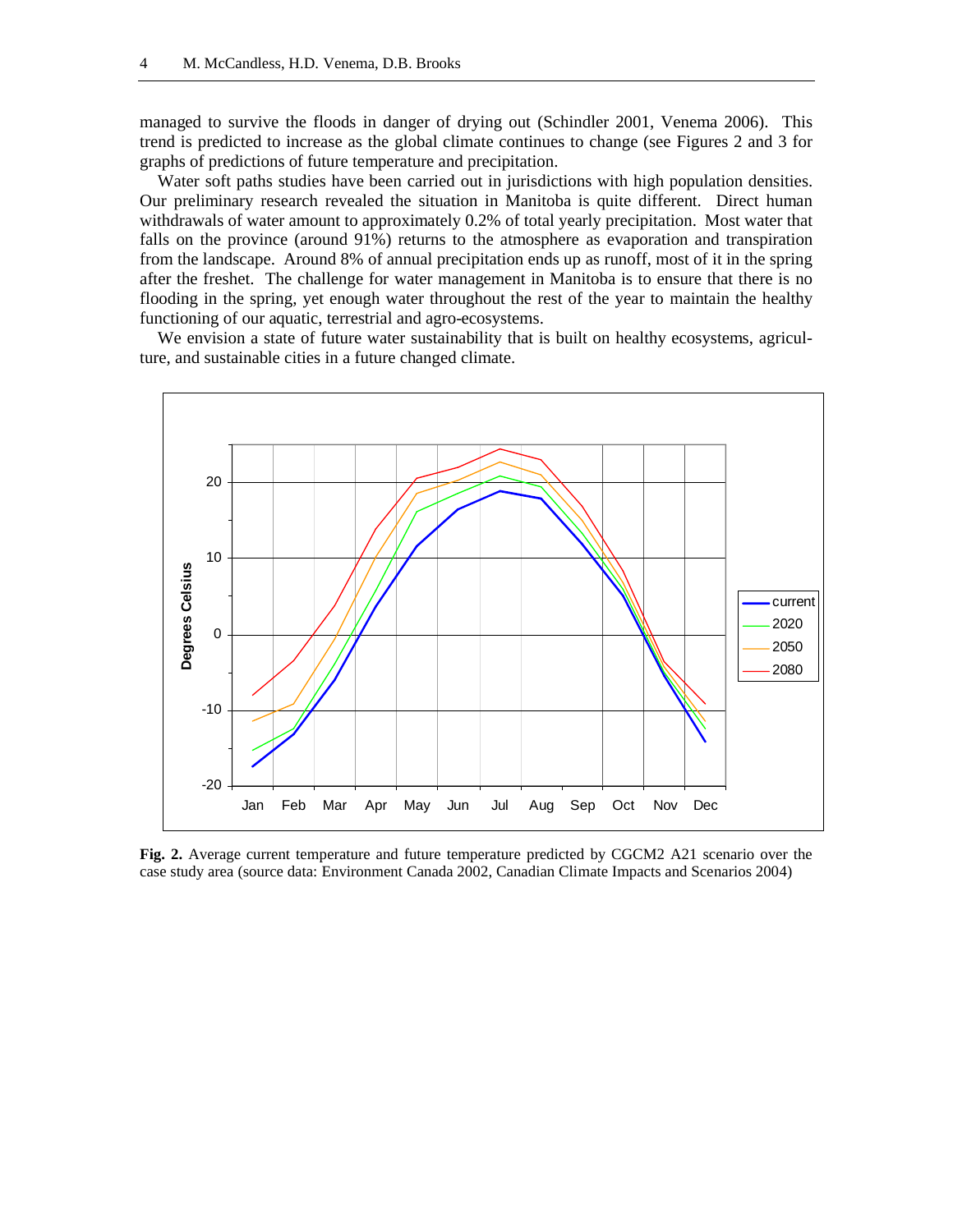managed to survive the floods in danger of drying out (Schindler 2001, Venema 2006). This trend is predicted to increase as the global climate continues to change (see Figures 2 and 3 for graphs of predictions of future temperature and precipitation.

Water soft paths studies have been carried out in jurisdictions with high population densities. Our preliminary research revealed the situation in Manitoba is quite different. Direct human withdrawals of water amount to approximately 0.2% of total yearly precipitation. Most water that falls on the province (around 91%) returns to the atmosphere as evaporation and transpiration from the landscape. Around 8% of annual precipitation ends up as runoff, most of it in the spring after the freshet. The challenge for water management in Manitoba is to ensure that there is no flooding in the spring, yet enough water throughout the rest of the year to maintain the healthy functioning of our aquatic, terrestrial and agro-ecosystems.

We envision a state of future water sustainability that is built on healthy ecosystems, agriculture, and sustainable cities in a future changed climate.

Degrees Celsius

20
10
0
-10
-20

Jan Feb Mar Apr May Jun Jul Aug Sep Oct Nov Dec

current
2020
2050
2080

**Fig. 2.** Average current temperature and future temperature predicted by CGCM2 A21 scenario over the case study area (source data: Environment Canada 2002, Canadian Climate Impacts and Scenarios 2004)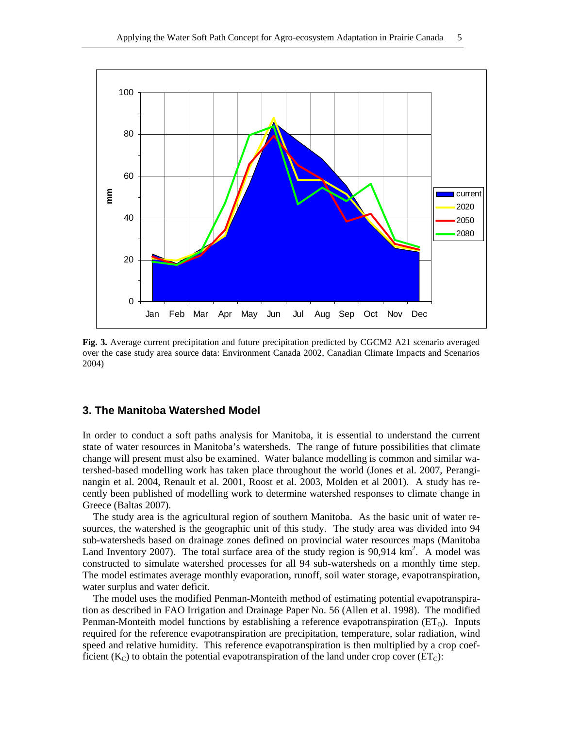100
80
60
40
20
0
mm
Jan Feb Mar Apr May Jun Jul Aug Sep Oct Nov Dec
current
2020
2050
2080

**Fig. 3.** Average current precipitation and future precipitation predicted by CGCM2 A21 scenario averaged over the case study area source data: Environment Canada 2002, Canadian Climate Impacts and Scenarios 2004)

## 3. The Manitoba Watershed Model

In order to conduct a soft paths analysis for Manitoba, it is essential to understand the current state of water resources in Manitoba's watersheds. The range of future possibilities that climate change will present must also be examined. Water balance modelling is common and similar watershed-based modelling work has taken place throughout the world (Jones et al. 2007, Perangininangin et al. 2004, Renault et al. 2001, Roost et al. 2003, Molden et al 2001). A study has recently been published of modelling work to determine watershed responses to climate change in Greece (Baltas 2007).

The study area is the agricultural region of southern Manitoba. As the basic unit of water resources, the watershed is the geographic unit of this study. The study area was divided into 94 sub-watersheds based on drainage zones defined on provincial water resources maps (Manitoba Land Inventory 2007). The total surface area of the study region is 90,914 $km^2$. A model was constructed to simulate watershed processes for all 94 sub-watersheds on a monthly time step. The model estimates average monthly evaporation, runoff, soil water storage, evapotranspiration, water surplus and water deficit.

The model uses the modified Penman-Monteith method of estimating potential evapotranspiration as described in FAO Irrigation and Drainage Paper No. 56 (Allen et al. 1998). The modified Penman-Monteith model functions by establishing a reference evapotranspiration ($ET_O$). Inputs required for the reference evapotranspiration are precipitation, temperature, solar radiation, wind speed and relative humidity. This reference evapotranspiration is then multiplied by a crop coefficient ($K_C$) to obtain the potential evapotranspiration of the land under crop cover ($ET_C$):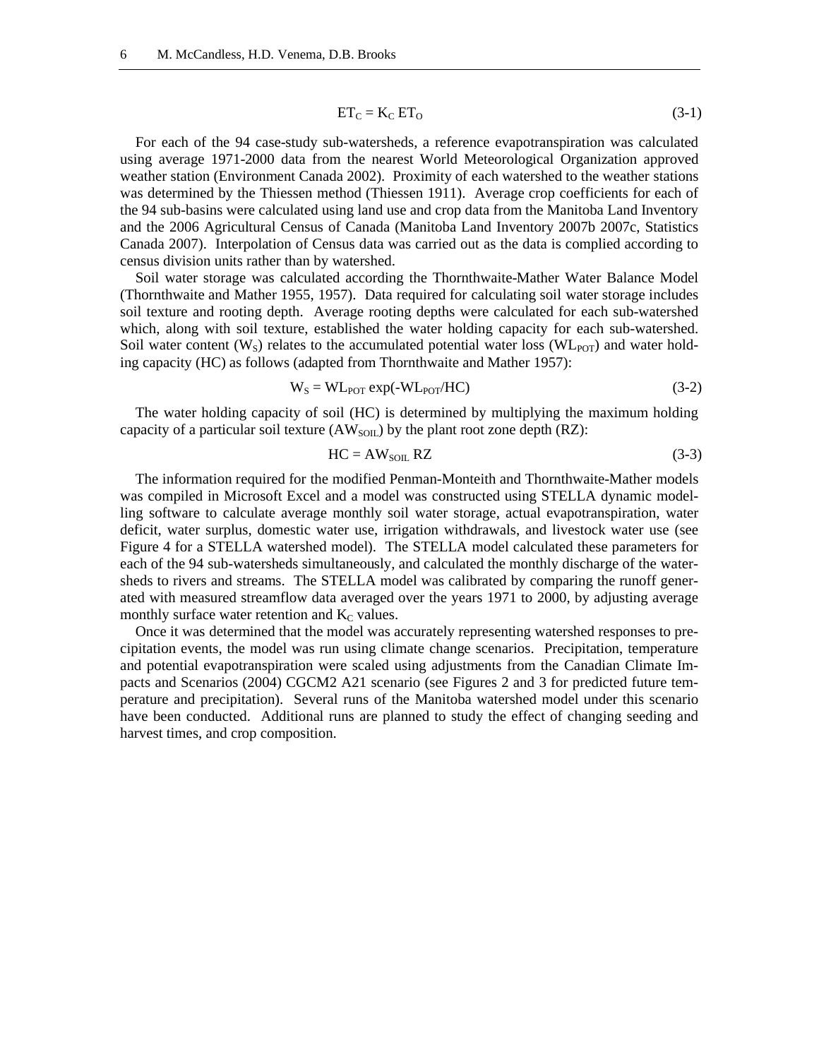$$ET_C = K_C\, ET_O \tag{3-1}$$

For each of the 94 case-study sub-watersheds, a reference evapotranspiration was calculated using average 1971-2000 data from the nearest World Meteorological Organization approved weather station (Environment Canada 2002). Proximity of each watershed to the weather stations was determined by the Thiessen method (Thiessen 1911). Average crop coefficients for each of the 94 sub-basins were calculated using land use and crop data from the Manitoba Land Inventory and the 2006 Agricultural Census of Canada (Manitoba Land Inventory 2007b 2007c, Statistics Canada 2007). Interpolation of Census data was carried out as the data is complied according to census division units rather than by watershed.

Soil water storage was calculated according the Thornthwaite-Mather Water Balance Model (Thornthwaite and Mather 1955, 1957). Data required for calculating soil water storage includes soil texture and rooting depth. Average rooting depths were calculated for each sub-watershed which, along with soil texture, established the water holding capacity for each sub-watershed. Soil water content ($W_S$) relates to the accumulated potential water loss ($WL_{POT}$) and water holding capacity (HC) as follows (adapted from Thornthwaite and Mather 1957):

$$W_S = WL_{POT} \exp(-WL_{POT}/HC) \tag{3-2}$$

The water holding capacity of soil (HC) is determined by multiplying the maximum holding capacity of a particular soil texture ($AW_{SOIL}$) by the plant root zone depth (RZ):

$$HC = AW_{SOIL}\, RZ \tag{3-3}$$

The information required for the modified Penman-Monteith and Thornthwaite-Mather models was compiled in Microsoft Excel and a model was constructed using STELLA dynamic modelling software to calculate average monthly soil water storage, actual evapotranspiration, water deficit, water surplus, domestic water use, irrigation withdrawals, and livestock water use (see Figure 4 for a STELLA watershed model). The STELLA model calculated these parameters for each of the 94 sub-watersheds simultaneously, and calculated the monthly discharge of the watersheds to rivers and streams. The STELLA model was calibrated by comparing the runoff generated with measured streamflow data averaged over the years 1971 to 2000, by adjusting average monthly surface water retention and $K_C$ values.

Once it was determined that the model was accurately representing watershed responses to precipitation events, the model was run using climate change scenarios. Precipitation, temperature and potential evapotranspiration were scaled using adjustments from the Canadian Climate Impacts and Scenarios (2004) CGCM2 A21 scenario (see Figures 2 and 3 for predicted future temperature and precipitation). Several runs of the Manitoba watershed model under this scenario have been conducted. Additional runs are planned to study the effect of changing seeding and harvest times, and crop composition.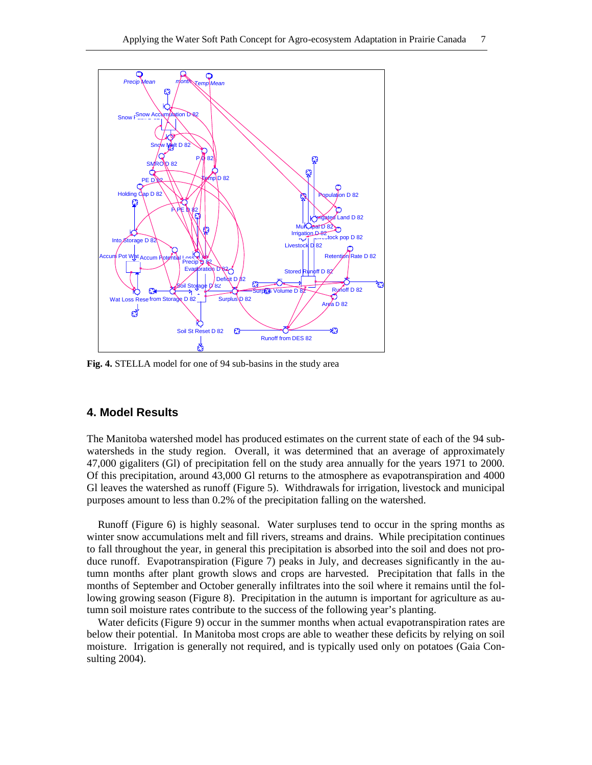Precip Mean
month
Temp Mean
Snow Accumulation D 82
Snow Melt D 82
P D 82
SMRO D 82
Temp D 82
PE D 82
Holding Cap D 82
P PE D 82
Population D 82
Irrigated Land D 82
Municipal D 82
Irrigation D 82
Livestock pop D 82
Livestock D 82
Into Storage D 82
Accum Pot Wat
Accum Potential Loss
Precip D 82
Evaporation D 82
Retention Rate D 82
Deficit D 82
Stored Runoff D 82
Soil Storage D 82
Surplus Volume D 82
Runoff D 82
Wat Loss Rese
from Storage D 82
Surplus D 82
Area D 82
Soil St Reset D 82
Runoff from DES 82

**Fig. 4.** STELLA model for one of 94 sub-basins in the study area

## 4. Model Results

The Manitoba watershed model has produced estimates on the current state of each of the 94 sub-watersheds in the study region. Overall, it was determined that an average of approximately 47,000 gigaliters (Gl) of precipitation fell on the study area annually for the years 1971 to 2000. Of this precipitation, around 43,000 Gl returns to the atmosphere as evapotranspiration and 4000 Gl leaves the watershed as runoff (Figure 5). Withdrawals for irrigation, livestock and municipal purposes amount to less than 0.2% of the precipitation falling on the watershed.

Runoff (Figure 6) is highly seasonal. Water surpluses tend to occur in the spring months as winter snow accumulations melt and fill rivers, streams and drains. While precipitation continues to fall throughout the year, in general this precipitation is absorbed into the soil and does not produce runoff. Evapotranspiration (Figure 7) peaks in July, and decreases significantly in the autumn months after plant growth slows and crops are harvested. Precipitation that falls in the months of September and October generally infiltrates into the soil where it remains until the following growing season (Figure 8). Precipitation in the autumn is important for agriculture as autumn soil moisture rates contribute to the success of the following year's planting.

Water deficits (Figure 9) occur in the summer months when actual evapotranspiration rates are below their potential. In Manitoba most crops are able to weather these deficits by relying on soil moisture. Irrigation is generally not required, and is typically used only on potatoes (Gaia Consulting 2004).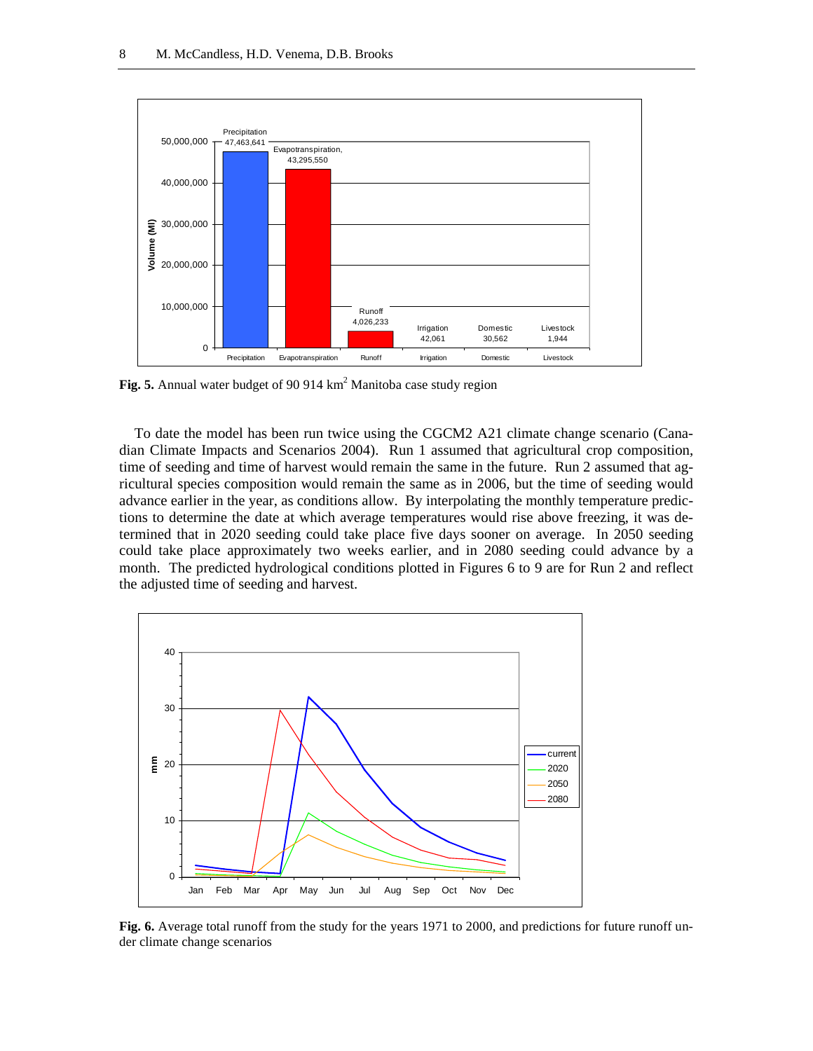Precipitation
47,463,641

Evapotranspiration,
43,295,550

Runoff
4,026,233

Irrigation
42,061

Domestic
30,562

Livestock
1,944

Volume (Ml)

50,000,000
40,000,000
30,000,000
20,000,000
10,000,000
0

Precipitation Evapotranspiration Runoff Irrigation Domestic Livestock

**Fig. 5.** Annual water budget of 90 914 km$^2$ Manitoba case study region

To date the model has been run twice using the CGCM2 A21 climate change scenario (Canadian Climate Impacts and Scenarios 2004). Run 1 assumed that agricultural crop composition, time of seeding and time of harvest would remain the same in the future. Run 2 assumed that agricultural species composition would remain the same as in 2006, but the time of seeding would advance earlier in the year, as conditions allow. By interpolating the monthly temperature predictions to determine the date at which average temperatures would rise above freezing, it was determined that in 2020 seeding could take place five days sooner on average. In 2050 seeding could take place approximately two weeks earlier, and in 2080 seeding could advance by a month. The predicted hydrological conditions plotted in Figures 6 to 9 are for Run 2 and reflect the adjusted time of seeding and harvest.

mm

40
30
20
10
0

Jan Feb Mar Apr May Jun Jul Aug Sep Oct Nov Dec

current
2020
2050
2080

**Fig. 6.** Average total runoff from the study for the years 1971 to 2000, and predictions for future runoff under climate change scenarios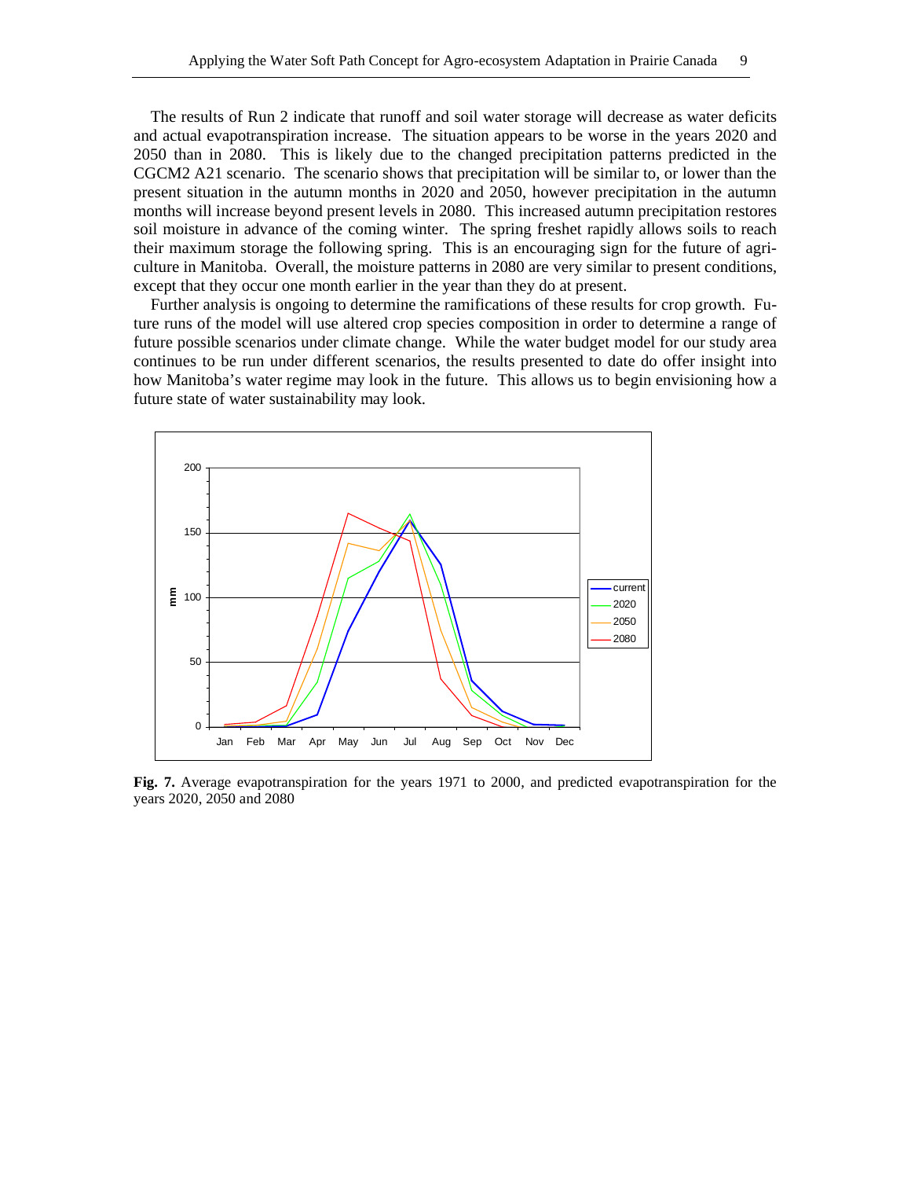The results of Run 2 indicate that runoff and soil water storage will decrease as water deficits and actual evapotranspiration increase. The situation appears to be worse in the years 2020 and 2050 than in 2080. This is likely due to the changed precipitation patterns predicted in the CGCM2 A21 scenario. The scenario shows that precipitation will be similar to, or lower than the present situation in the autumn months in 2020 and 2050, however precipitation in the autumn months will increase beyond present levels in 2080. This increased autumn precipitation restores soil moisture in advance of the coming winter. The spring freshet rapidly allows soils to reach their maximum storage the following spring. This is an encouraging sign for the future of agriculture in Manitoba. Overall, the moisture patterns in 2080 are very similar to present conditions, except that they occur one month earlier in the year than they do at present.

Further analysis is ongoing to determine the ramifications of these results for crop growth. Future runs of the model will use altered crop species composition in order to determine a range of future possible scenarios under climate change. While the water budget model for our study area continues to be run under different scenarios, the results presented to date do offer insight into how Manitoba's water regime may look in the future. This allows us to begin envisioning how a future state of water sustainability may look.

mm

200
150
100
50
0

Jan Feb Mar Apr May Jun Jul Aug Sep Oct Nov Dec

current
2020
2050
2080

**Fig. 7.** Average evapotranspiration for the years 1971 to 2000, and predicted evapotranspiration for the years 2020, 2050 and 2080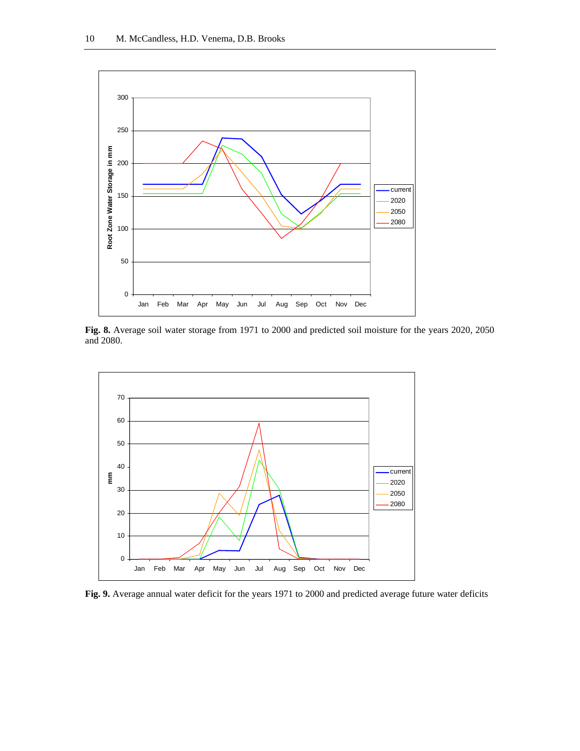Root Zone Water Storage in mm

300
250
200
150
100
50
0

Jan Feb Mar Apr May Jun Jul Aug Sep Oct Nov Dec

current
2020
2050
2080

**Fig. 8.** Average soil water storage from 1971 to 2000 and predicted soil moisture for the years 2020, 2050 and 2080.

mm

70
60
50
40
30
20
10
0

Jan Feb Mar Apr May Jun Jul Aug Sep Oct Nov Dec

current
2020
2050
2080

**Fig. 9.** Average annual water deficit for the years 1971 to 2000 and predicted average future water deficits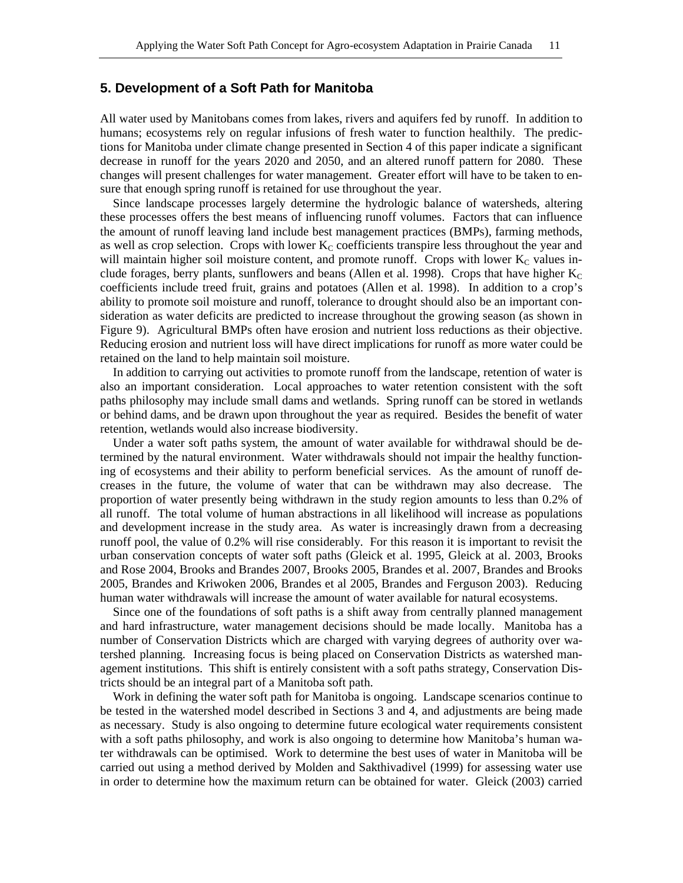## 5. Development of a Soft Path for Manitoba

All water used by Manitobans comes from lakes, rivers and aquifers fed by runoff. In addition to humans; ecosystems rely on regular infusions of fresh water to function healthily. The predictions for Manitoba under climate change presented in Section 4 of this paper indicate a significant decrease in runoff for the years 2020 and 2050, and an altered runoff pattern for 2080. These changes will present challenges for water management. Greater effort will have to be taken to ensure that enough spring runoff is retained for use throughout the year.

Since landscape processes largely determine the hydrologic balance of watersheds, altering these processes offers the best means of influencing runoff volumes. Factors that can influence the amount of runoff leaving land include best management practices (BMPs), farming methods, as well as crop selection. Crops with lower $K_C$ coefficients transpire less throughout the year and will maintain higher soil moisture content, and promote runoff. Crops with lower $K_C$ values include forages, berry plants, sunflowers and beans (Allen et al. 1998). Crops that have higher $K_C$ coefficients include treed fruit, grains and potatoes (Allen et al. 1998). In addition to a crop's ability to promote soil moisture and runoff, tolerance to drought should also be an important consideration as water deficits are predicted to increase throughout the growing season (as shown in Figure 9). Agricultural BMPs often have erosion and nutrient loss reductions as their objective. Reducing erosion and nutrient loss will have direct implications for runoff as more water could be retained on the land to help maintain soil moisture.

In addition to carrying out activities to promote runoff from the landscape, retention of water is also an important consideration. Local approaches to water retention consistent with the soft paths philosophy may include small dams and wetlands. Spring runoff can be stored in wetlands or behind dams, and be drawn upon throughout the year as required. Besides the benefit of water retention, wetlands would also increase biodiversity.

Under a water soft paths system, the amount of water available for withdrawal should be determined by the natural environment. Water withdrawals should not impair the healthy functioning of ecosystems and their ability to perform beneficial services. As the amount of runoff decreases in the future, the volume of water that can be withdrawn may also decrease. The proportion of water presently being withdrawn in the study region amounts to less than 0.2% of all runoff. The total volume of human abstractions in all likelihood will increase as populations and development increase in the study area. As water is increasingly drawn from a decreasing runoff pool, the value of 0.2% will rise considerably. For this reason it is important to revisit the urban conservation concepts of water soft paths (Gleick et al. 1995, Gleick at al. 2003, Brooks and Rose 2004, Brooks and Brandes 2007, Brooks 2005, Brandes et al. 2007, Brandes and Brooks 2005, Brandes and Kriwoken 2006, Brandes et al 2005, Brandes and Ferguson 2003). Reducing human water withdrawals will increase the amount of water available for natural ecosystems.

Since one of the foundations of soft paths is a shift away from centrally planned management and hard infrastructure, water management decisions should be made locally. Manitoba has a number of Conservation Districts which are charged with varying degrees of authority over watershed planning. Increasing focus is being placed on Conservation Districts as watershed management institutions. This shift is entirely consistent with a soft paths strategy, Conservation Districts should be an integral part of a Manitoba soft path.

Work in defining the water soft path for Manitoba is ongoing. Landscape scenarios continue to be tested in the watershed model described in Sections 3 and 4, and adjustments are being made as necessary. Study is also ongoing to determine future ecological water requirements consistent with a soft paths philosophy, and work is also ongoing to determine how Manitoba's human water withdrawals can be optimised. Work to determine the best uses of water in Manitoba will be carried out using a method derived by Molden and Sakthivadivel (1999) for assessing water use in order to determine how the maximum return can be obtained for water. Gleick (2003) carried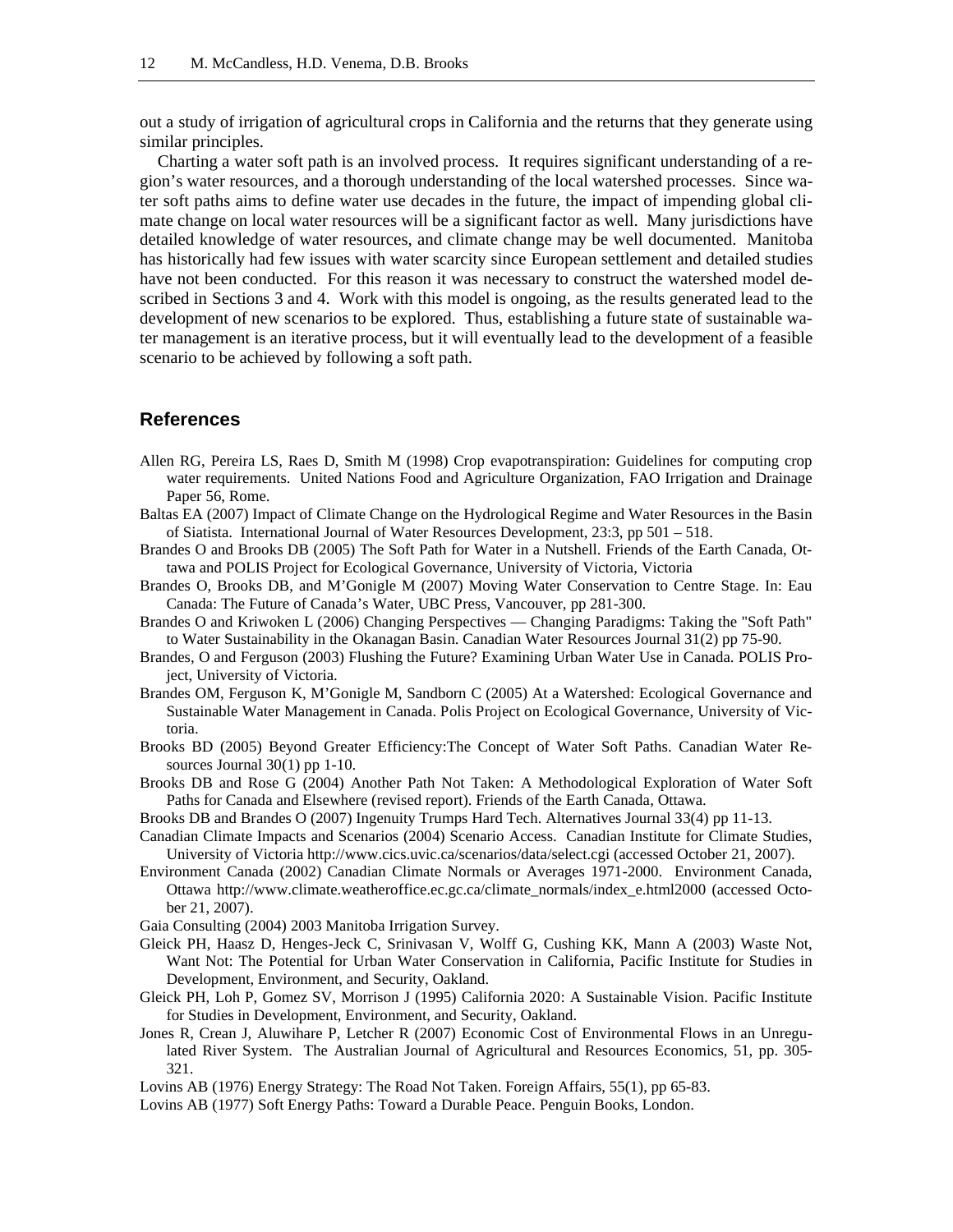out a study of irrigation of agricultural crops in California and the returns that they generate using similar principles.

Charting a water soft path is an involved process. It requires significant understanding of a region's water resources, and a thorough understanding of the local watershed processes. Since water soft paths aims to define water use decades in the future, the impact of impending global climate change on local water resources will be a significant factor as well. Many jurisdictions have detailed knowledge of water resources, and climate change may be well documented. Manitoba has historically had few issues with water scarcity since European settlement and detailed studies have not been conducted. For this reason it was necessary to construct the watershed model described in Sections 3 and 4. Work with this model is ongoing, as the results generated lead to the development of new scenarios to be explored. Thus, establishing a future state of sustainable water management is an iterative process, but it will eventually lead to the development of a feasible scenario to be achieved by following a soft path.

## References

Allen RG, Pereira LS, Raes D, Smith M (1998) Crop evapotranspiration: Guidelines for computing crop water requirements. United Nations Food and Agriculture Organization, FAO Irrigation and Drainage Paper 56, Rome.

Baltas EA (2007) Impact of Climate Change on the Hydrological Regime and Water Resources in the Basin of Siatista. International Journal of Water Resources Development, 23:3, pp 501 – 518.

Brandes O and Brooks DB (2005) The Soft Path for Water in a Nutshell. Friends of the Earth Canada, Ottawa and POLIS Project for Ecological Governance, University of Victoria, Victoria

Brandes O, Brooks DB, and M'Gonigle M (2007) Moving Water Conservation to Centre Stage. In: Eau Canada: The Future of Canada's Water, UBC Press, Vancouver, pp 281-300.

Brandes O and Kriwoken L (2006) Changing Perspectives — Changing Paradigms: Taking the "Soft Path" to Water Sustainability in the Okanagan Basin. Canadian Water Resources Journal 31(2) pp 75-90.

Brandes, O and Ferguson (2003) Flushing the Future? Examining Urban Water Use in Canada. POLIS Project, University of Victoria.

Brandes OM, Ferguson K, M'Gonigle M, Sandborn C (2005) At a Watershed: Ecological Governance and Sustainable Water Management in Canada. Polis Project on Ecological Governance, University of Victoria.

Brooks BD (2005) Beyond Greater Efficiency:The Concept of Water Soft Paths. Canadian Water Resources Journal 30(1) pp 1-10.

Brooks DB and Rose G (2004) Another Path Not Taken: A Methodological Exploration of Water Soft Paths for Canada and Elsewhere (revised report). Friends of the Earth Canada, Ottawa.

Brooks DB and Brandes O (2007) Ingenuity Trumps Hard Tech. Alternatives Journal 33(4) pp 11-13.

Canadian Climate Impacts and Scenarios (2004) Scenario Access. Canadian Institute for Climate Studies, University of Victoria http://www.cics.uvic.ca/scenarios/data/select.cgi (accessed October 21, 2007).

Environment Canada (2002) Canadian Climate Normals or Averages 1971-2000. Environment Canada, Ottawa http://www.climate.weatheroffice.ec.gc.ca/climate_normals/index_e.html2000 (accessed October 21, 2007).

Gaia Consulting (2004) 2003 Manitoba Irrigation Survey.

Gleick PH, Haasz D, Henges-Jeck C, Srinivasan V, Wolff G, Cushing KK, Mann A (2003) Waste Not, Want Not: The Potential for Urban Water Conservation in California, Pacific Institute for Studies in Development, Environment, and Security, Oakland.

Gleick PH, Loh P, Gomez SV, Morrison J (1995) California 2020: A Sustainable Vision. Pacific Institute for Studies in Development, Environment, and Security, Oakland.

Jones R, Crean J, Aluwihare P, Letcher R (2007) Economic Cost of Environmental Flows in an Unregulated River System. The Australian Journal of Agricultural and Resources Economics, 51, pp. 305-321.

Lovins AB (1976) Energy Strategy: The Road Not Taken. Foreign Affairs, 55(1), pp 65-83.

Lovins AB (1977) Soft Energy Paths: Toward a Durable Peace. Penguin Books, London.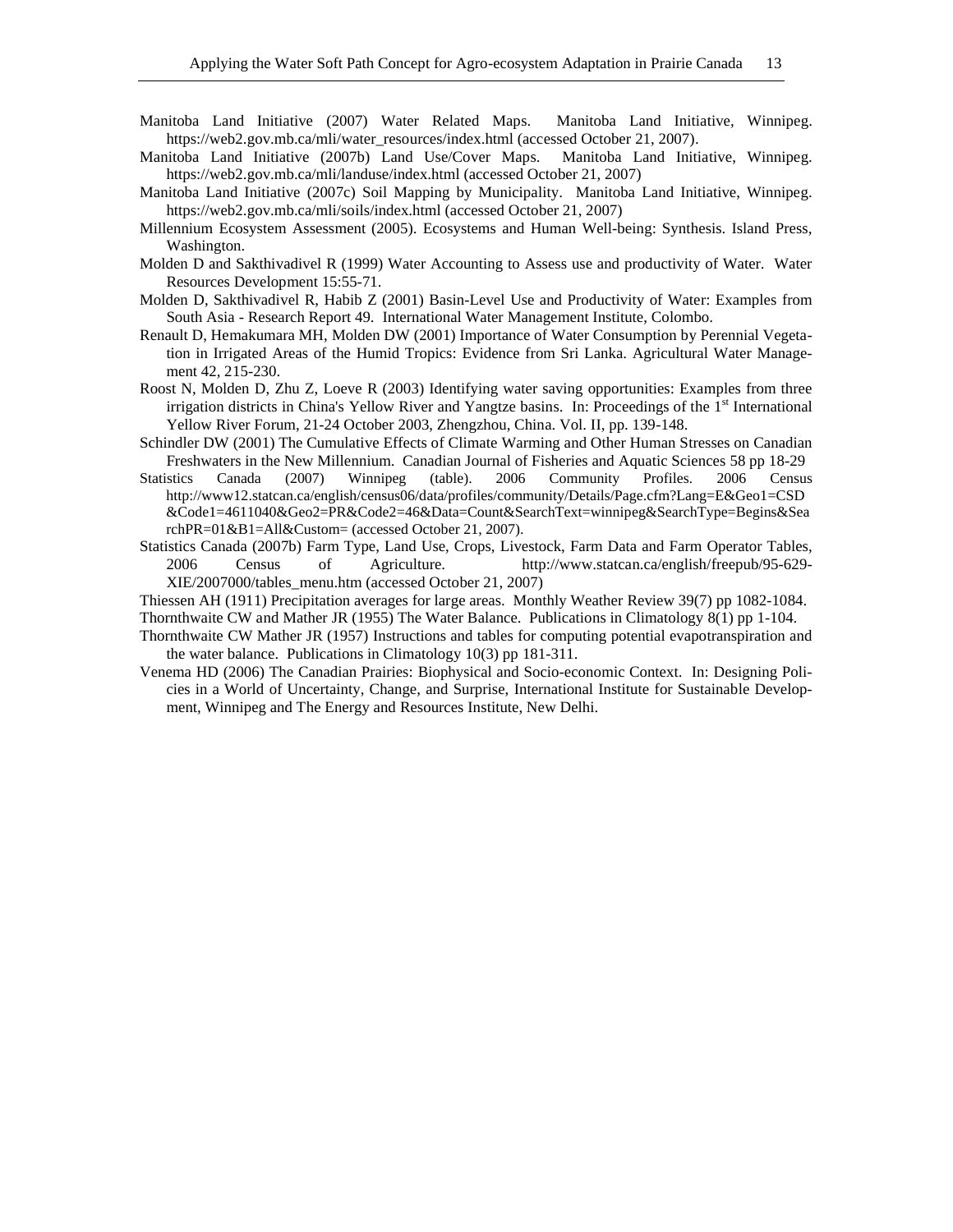Manitoba Land Initiative (2007) Water Related Maps. Manitoba Land Initiative, Winnipeg. https://web2.gov.mb.ca/mli/water_resources/index.html (accessed October 21, 2007).

Manitoba Land Initiative (2007b) Land Use/Cover Maps. Manitoba Land Initiative, Winnipeg. https://web2.gov.mb.ca/mli/landuse/index.html (accessed October 21, 2007)

Manitoba Land Initiative (2007c) Soil Mapping by Municipality. Manitoba Land Initiative, Winnipeg. https://web2.gov.mb.ca/mli/soils/index.html (accessed October 21, 2007)

Millennium Ecosystem Assessment (2005). Ecosystems and Human Well-being: Synthesis. Island Press, Washington.

Molden D and Sakthivadivel R (1999) Water Accounting to Assess use and productivity of Water. Water Resources Development 15:55-71.

Molden D, Sakthivadivel R, Habib Z (2001) Basin-Level Use and Productivity of Water: Examples from South Asia - Research Report 49. International Water Management Institute, Colombo.

Renault D, Hemakumara MH, Molden DW (2001) Importance of Water Consumption by Perennial Vegetation in Irrigated Areas of the Humid Tropics: Evidence from Sri Lanka. Agricultural Water Management 42, 215-230.

Roost N, Molden D, Zhu Z, Loeve R (2003) Identifying water saving opportunities: Examples from three irrigation districts in China's Yellow River and Yangtze basins. In: Proceedings of the 1st International Yellow River Forum, 21-24 October 2003, Zhengzhou, China. Vol. II, pp. 139-148.

Schindler DW (2001) The Cumulative Effects of Climate Warming and Other Human Stresses on Canadian Freshwaters in the New Millennium. Canadian Journal of Fisheries and Aquatic Sciences 58 pp 18-29

Statistics Canada (2007) Winnipeg (table). 2006 Community Profiles. 2006 Census http://www12.statcan.ca/english/census06/data/profiles/community/Details/Page.cfm?Lang=E&Geo1=CSD&Code1=4611040&Geo2=PR&Code2=46&Data=Count&SearchText=winnipeg&SearchType=Begins&SearchPR=01&B1=All&Custom= (accessed October 21, 2007).

Statistics Canada (2007b) Farm Type, Land Use, Crops, Livestock, Farm Data and Farm Operator Tables, 2006 Census of Agriculture. http://www.statcan.ca/english/freepub/95-629-XIE/2007000/tables_menu.htm (accessed October 21, 2007)

Thiessen AH (1911) Precipitation averages for large areas. Monthly Weather Review 39(7) pp 1082-1084.

Thornthwaite CW and Mather JR (1955) The Water Balance. Publications in Climatology 8(1) pp 1-104.

Thornthwaite CW Mather JR (1957) Instructions and tables for computing potential evapotranspiration and the water balance. Publications in Climatology 10(3) pp 181-311.

Venema HD (2006) The Canadian Prairies: Biophysical and Socio-economic Context. In: Designing Policies in a World of Uncertainty, Change, and Surprise, International Institute for Sustainable Development, Winnipeg and The Energy and Resources Institute, New Delhi.